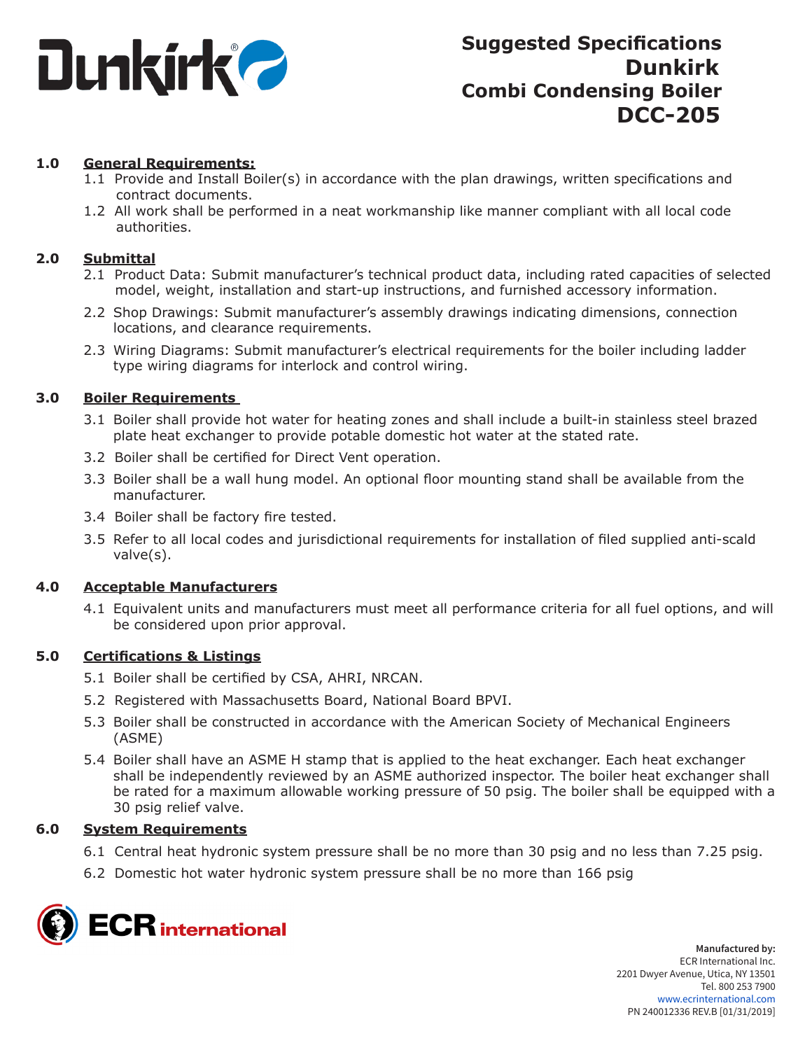# Suggested Specifications Dunkirk Combi Condensing Boiler DCC-205

## 1.0 General Requirements:

1.1 Provide and Install Boiler(s) in accordance with the plan drawings, written specifications and contract documents.

1.2 All work shall be performed in a neat workmanship like manner compliant with all local code authorities.

## 2.0 Submittal

2.1 Product Data: Submit manufacturer's technical product data, including rated capacities of selected model, weight, installation and start-up instructions, and furnished accessory information.

2.2 Shop Drawings: Submit manufacturer's assembly drawings indicating dimensions, connection locations, and clearance requirements.

2.3 Wiring Diagrams: Submit manufacturer's electrical requirements for the boiler including ladder type wiring diagrams for interlock and control wiring.

## 3.0 Boiler Requirements

3.1 Boiler shall provide hot water for heating zones and shall include a built-in stainless steel brazed plate heat exchanger to provide potable domestic hot water at the stated rate.

3.2 Boiler shall be certified for Direct Vent operation.

3.3 Boiler shall be a wall hung model. An optional floor mounting stand shall be available from the manufacturer.

3.4 Boiler shall be factory fire tested.

3.5 Refer to all local codes and jurisdictional requirements for installation of filed supplied anti-scald valve(s).

## 4.0 Acceptable Manufacturers

4.1 Equivalent units and manufacturers must meet all performance criteria for all fuel options, and will be considered upon prior approval.

## 5.0 Certifications & Listings

5.1 Boiler shall be certified by CSA, AHRI, NRCAN.

5.2 Registered with Massachusetts Board, National Board BPVI.

5.3 Boiler shall be constructed in accordance with the American Society of Mechanical Engineers (ASME)

5.4 Boiler shall have an ASME H stamp that is applied to the heat exchanger. Each heat exchanger shall be independently reviewed by an ASME authorized inspector. The boiler heat exchanger shall be rated for a maximum allowable working pressure of 50 psig. The boiler shall be equipped with a 30 psig relief valve.

## 6.0 System Requirements

6.1 Central heat hydronic system pressure shall be no more than 30 psig and no less than 7.25 psig.

6.2 Domestic hot water hydronic system pressure shall be no more than 166 psig

**Manufactured by:**
ECR International Inc.
2201 Dwyer Avenue, Utica, NY 13501
Tel. 800 253 7900
www.ecrinternational.com
PN 240012336 REV.B [01/31/2019]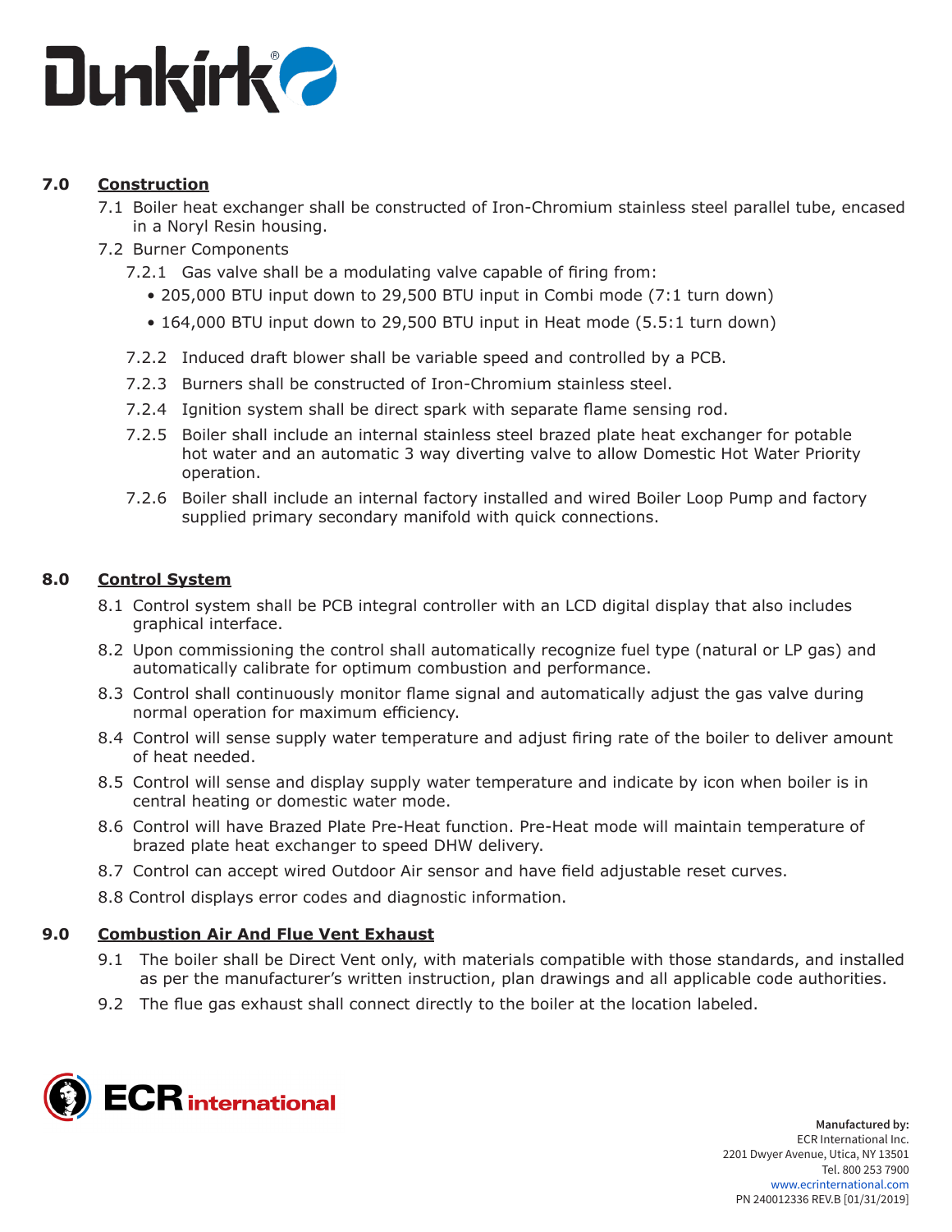## 7.0 Construction

7.1 Boiler heat exchanger shall be constructed of Iron-Chromium stainless steel parallel tube, encased in a Noryl Resin housing.

7.2 Burner Components

7.2.1 Gas valve shall be a modulating valve capable of firing from:

- 205,000 BTU input down to 29,500 BTU input in Combi mode (7:1 turn down)
- 164,000 BTU input down to 29,500 BTU input in Heat mode (5.5:1 turn down)

7.2.2 Induced draft blower shall be variable speed and controlled by a PCB.

7.2.3 Burners shall be constructed of Iron-Chromium stainless steel.

7.2.4 Ignition system shall be direct spark with separate flame sensing rod.

7.2.5 Boiler shall include an internal stainless steel brazed plate heat exchanger for potable hot water and an automatic 3 way diverting valve to allow Domestic Hot Water Priority operation.

7.2.6 Boiler shall include an internal factory installed and wired Boiler Loop Pump and factory supplied primary secondary manifold with quick connections.

## 8.0 Control System

8.1 Control system shall be PCB integral controller with an LCD digital display that also includes graphical interface.

8.2 Upon commissioning the control shall automatically recognize fuel type (natural or LP gas) and automatically calibrate for optimum combustion and performance.

8.3 Control shall continuously monitor flame signal and automatically adjust the gas valve during normal operation for maximum efficiency.

8.4 Control will sense supply water temperature and adjust firing rate of the boiler to deliver amount of heat needed.

8.5 Control will sense and display supply water temperature and indicate by icon when boiler is in central heating or domestic water mode.

8.6 Control will have Brazed Plate Pre-Heat function. Pre-Heat mode will maintain temperature of brazed plate heat exchanger to speed DHW delivery.

8.7 Control can accept wired Outdoor Air sensor and have field adjustable reset curves.

8.8 Control displays error codes and diagnostic information.

## 9.0 Combustion Air And Flue Vent Exhaust

9.1 The boiler shall be Direct Vent only, with materials compatible with those standards, and installed as per the manufacturer's written instruction, plan drawings and all applicable code authorities.

9.2 The flue gas exhaust shall connect directly to the boiler at the location labeled.

**Manufactured by:**
ECR International Inc.
2201 Dwyer Avenue, Utica, NY 13501
Tel. 800 253 7900
www.ecrinternational.com
PN 240012336 REV.B [01/31/2019]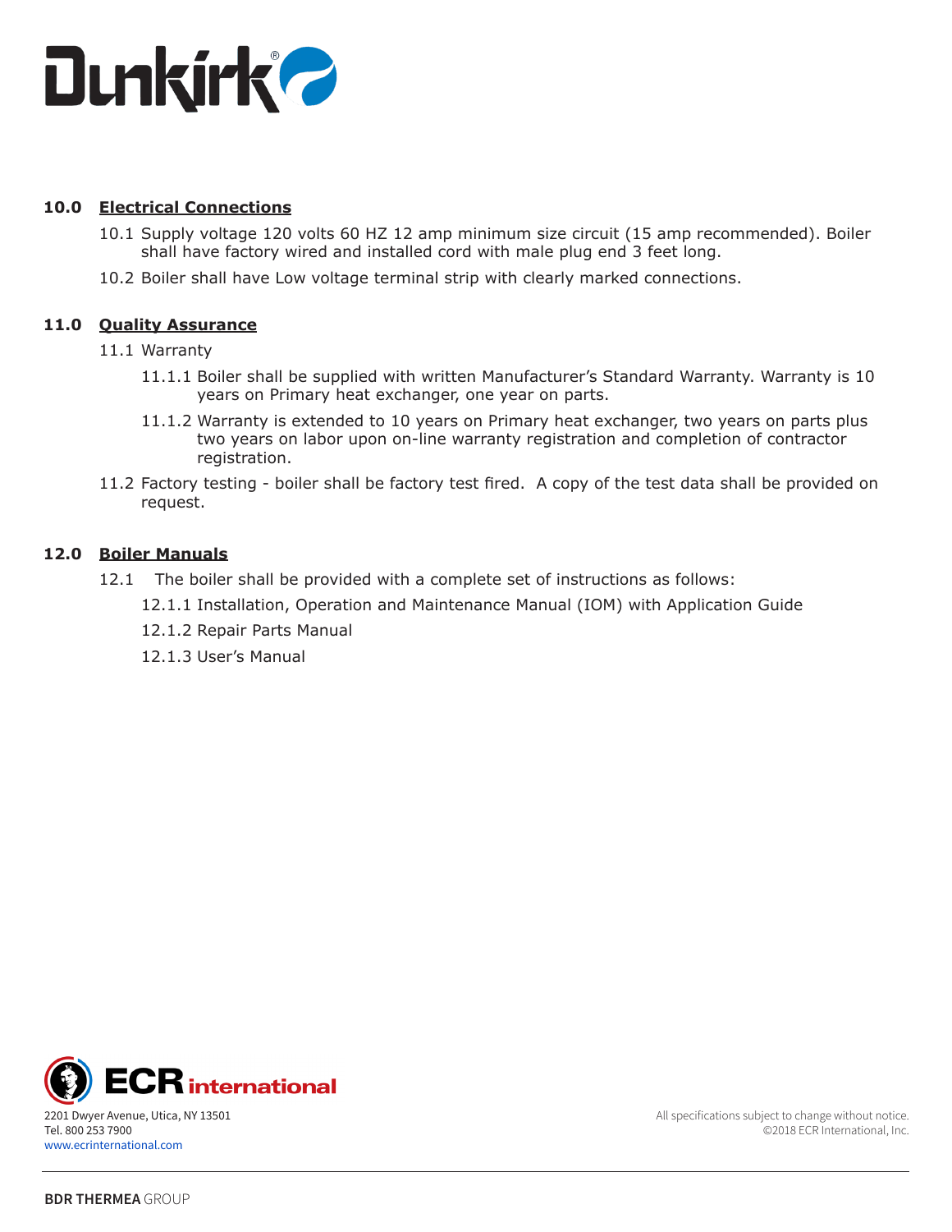## 10.0 Electrical Connections

10.1 Supply voltage 120 volts 60 HZ 12 amp minimum size circuit (15 amp recommended). Boiler shall have factory wired and installed cord with male plug end 3 feet long.

10.2 Boiler shall have Low voltage terminal strip with clearly marked connections.

## 11.0 Quality Assurance

11.1 Warranty

11.1.1 Boiler shall be supplied with written Manufacturer's Standard Warranty. Warranty is 10 years on Primary heat exchanger, one year on parts.

11.1.2 Warranty is extended to 10 years on Primary heat exchanger, two years on parts plus two years on labor upon on-line warranty registration and completion of contractor registration.

11.2 Factory testing - boiler shall be factory test fired. A copy of the test data shall be provided on request.

## 12.0 Boiler Manuals

12.1 The boiler shall be provided with a complete set of instructions as follows:

12.1.1 Installation, Operation and Maintenance Manual (IOM) with Application Guide

12.1.2 Repair Parts Manual

12.1.3 User's Manual

ECR international

2201 Dwyer Avenue, Utica, NY 13501
Tel. 800 253 7900
www.ecrinternational.com

All specifications subject to change without notice.
©2018 ECR International, Inc.

BDR THERMEA GROUP